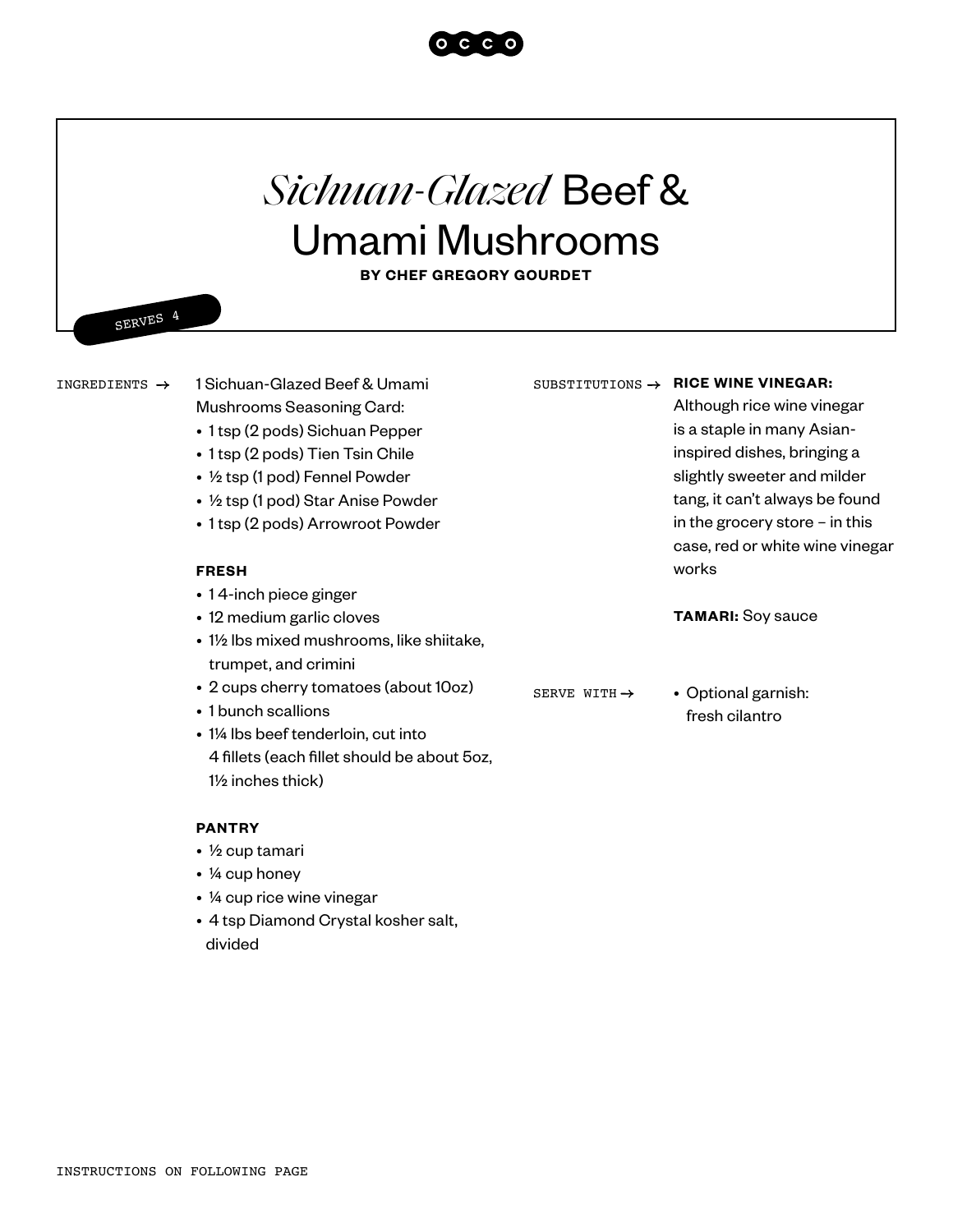# *Sichuan-Glazed* Beef & Umami Mushrooms

**BY CHEF GREGORY GOURDET**

SERVES 4

## INGREDIENTS →

1 Sichuan-Glazed Beef & Umami Mushrooms Seasoning Card:

- 1 tsp (2 pods) Sichuan Pepper
- 1 tsp (2 pods) Tien Tsin Chile
- ½ tsp (1 pod) Fennel Powder
- ½ tsp (1 pod) Star Anise Powder
- 1 tsp (2 pods) Arrowroot Powder

**FRESH**

- 1 4-inch piece ginger
- 12 medium garlic cloves
- 1½ lbs mixed mushrooms, like shiitake, trumpet, and crimini
- 2 cups cherry tomatoes (about 10oz)
- 1 bunch scallions
- 1¼ lbs beef tenderloin, cut into 4 fillets (each fillet should be about 5oz, 1½ inches thick)

**PANTRY**

- ½ cup tamari
- ¼ cup honey
- ¼ cup rice wine vinegar
- 4 tsp Diamond Crystal kosher salt, divided

## SUBSTITUTIONS →

**RICE WINE VINEGAR:** Although rice wine vinegar is a staple in many Asian-inspired dishes, bringing a slightly sweeter and milder tang, it can't always be found in the grocery store – in this case, red or white wine vinegar works

**TAMARI:** Soy sauce

## SERVE WITH →

- Optional garnish: fresh cilantro

INSTRUCTIONS ON FOLLOWING PAGE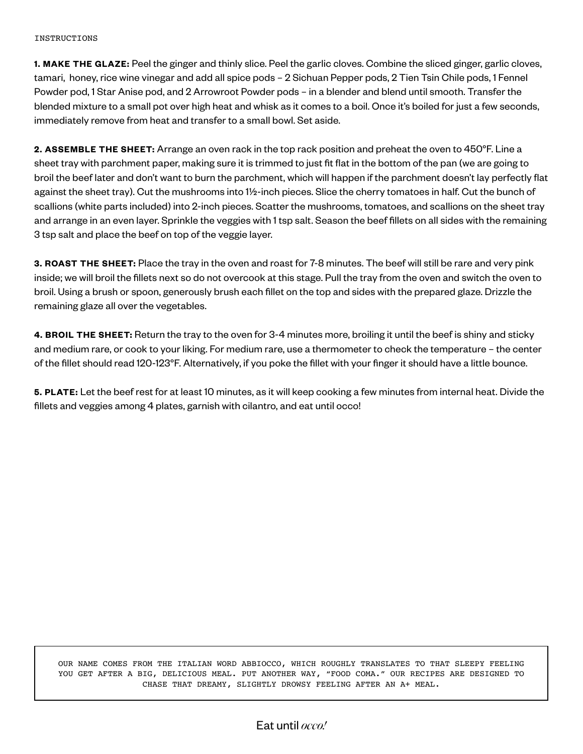INSTRUCTIONS

**1. MAKE THE GLAZE:** Peel the ginger and thinly slice. Peel the garlic cloves. Combine the sliced ginger, garlic cloves, tamari, honey, rice wine vinegar and add all spice pods – 2 Sichuan Pepper pods, 2 Tien Tsin Chile pods, 1 Fennel Powder pod, 1 Star Anise pod, and 2 Arrowroot Powder pods – in a blender and blend until smooth. Transfer the blended mixture to a small pot over high heat and whisk as it comes to a boil. Once it's boiled for just a few seconds, immediately remove from heat and transfer to a small bowl. Set aside.

**2. ASSEMBLE THE SHEET:** Arrange an oven rack in the top rack position and preheat the oven to 450°F. Line a sheet tray with parchment paper, making sure it is trimmed to just fit flat in the bottom of the pan (we are going to broil the beef later and don't want to burn the parchment, which will happen if the parchment doesn't lay perfectly flat against the sheet tray). Cut the mushrooms into 1½-inch pieces. Slice the cherry tomatoes in half. Cut the bunch of scallions (white parts included) into 2-inch pieces. Scatter the mushrooms, tomatoes, and scallions on the sheet tray and arrange in an even layer. Sprinkle the veggies with 1 tsp salt. Season the beef fillets on all sides with the remaining 3 tsp salt and place the beef on top of the veggie layer.

**3. ROAST THE SHEET:** Place the tray in the oven and roast for 7-8 minutes. The beef will still be rare and very pink inside; we will broil the fillets next so do not overcook at this stage. Pull the tray from the oven and switch the oven to broil. Using a brush or spoon, generously brush each fillet on the top and sides with the prepared glaze. Drizzle the remaining glaze all over the vegetables.

**4. BROIL THE SHEET:** Return the tray to the oven for 3-4 minutes more, broiling it until the beef is shiny and sticky and medium rare, or cook to your liking. For medium rare, use a thermometer to check the temperature – the center of the fillet should read 120-123°F. Alternatively, if you poke the fillet with your finger it should have a little bounce.

**5. PLATE:** Let the beef rest for at least 10 minutes, as it will keep cooking a few minutes from internal heat. Divide the fillets and veggies among 4 plates, garnish with cilantro, and eat until occo!

OUR NAME COMES FROM THE ITALIAN WORD ABBIOCCO, WHICH ROUGHLY TRANSLATES TO THAT SLEEPY FEELING YOU GET AFTER A BIG, DELICIOUS MEAL. PUT ANOTHER WAY, "FOOD COMA." OUR RECIPES ARE DESIGNED TO CHASE THAT DREAMY, SLIGHTLY DROWSY FEELING AFTER AN A+ MEAL.

Eat until *occo!*